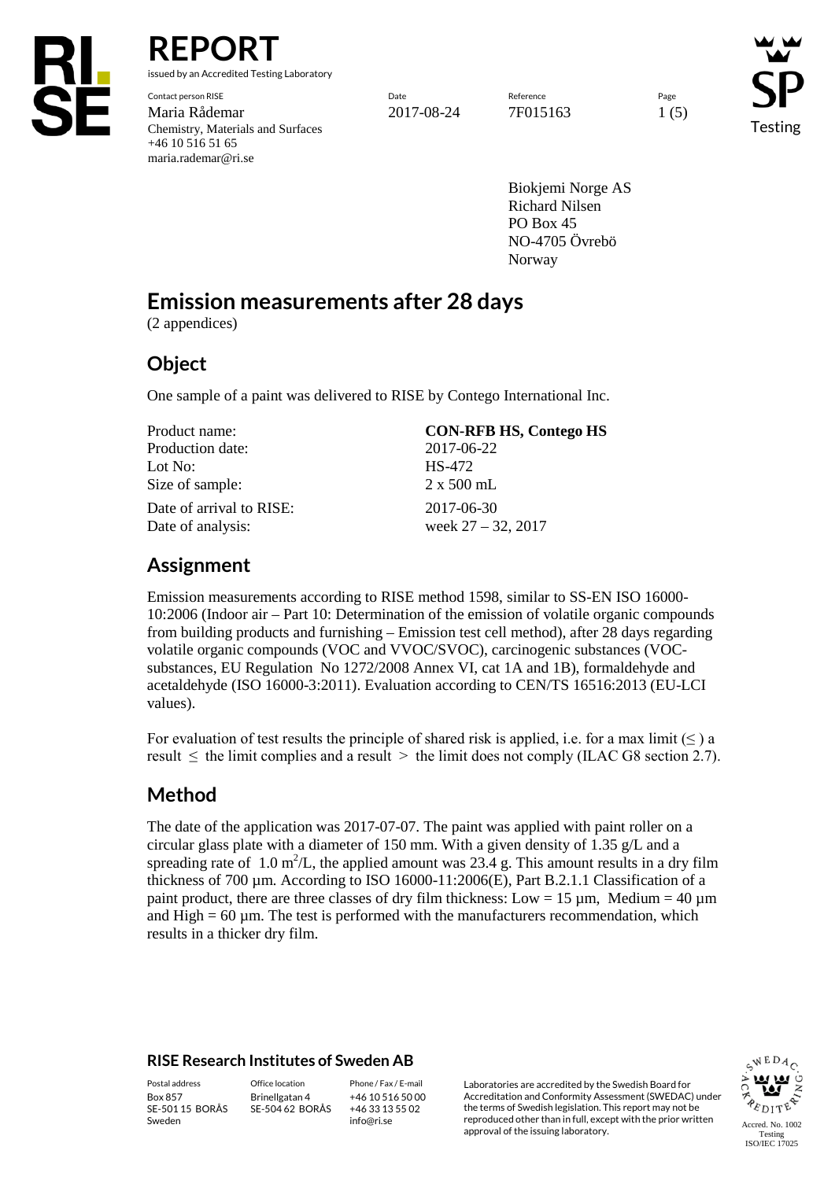# REPORT

issued by an Accredited Testing Laboratory

| Contact person RISE | Date | Reference | Page |
|---|---|---|---|
| Maria Rådemar<br>Chemistry, Materials and Surfaces<br>+46 10 516 51 65<br>maria.rademar@ri.se | 2017-08-24 | 7F015163 | 1 (5) |

Biokjemi Norge AS
Richard Nilsen
PO Box 45
NO-4705 Övrebö
Norway

# Emission measurements after 28 days

(2 appendices)

## Object

One sample of a paint was delivered to RISE by Contego International Inc.

| | |
|---|---|
| Product name: | **CON-RFB HS, Contego HS** |
| Production date: | 2017-06-22 |
| Lot No: | HS-472 |
| Size of sample: | 2 x 500 mL |
| Date of arrival to RISE: | 2017-06-30 |
| Date of analysis: | week 27 – 32, 2017 |

## Assignment

Emission measurements according to RISE method 1598, similar to SS-EN ISO 16000-10:2006 (Indoor air – Part 10: Determination of the emission of volatile organic compounds from building products and furnishing – Emission test cell method), after 28 days regarding volatile organic compounds (VOC and VVOC/SVOC), carcinogenic substances (VOC-substances, EU Regulation No 1272/2008 Annex VI, cat 1A and 1B), formaldehyde and acetaldehyde (ISO 16000-3:2011). Evaluation according to CEN/TS 16516:2013 (EU-LCI values).

For evaluation of test results the principle of shared risk is applied, i.e. for a max limit ($\leq$) a result $\leq$ the limit complies and a result $>$ the limit does not comply (ILAC G8 section 2.7).

## Method

The date of the application was 2017-07-07. The paint was applied with paint roller on a circular glass plate with a diameter of 150 mm. With a given density of 1.35 g/L and a spreading rate of 1.0 $m^2$/L, the applied amount was 23.4 g. This amount results in a dry film thickness of 700 µm. According to ISO 16000-11:2006(E), Part B.2.1.1 Classification of a paint product, there are three classes of dry film thickness: Low = 15 µm, Medium = 40 µm and High = 60 µm. The test is performed with the manufacturers recommendation, which results in a thicker dry film.

**RISE Research Institutes of Sweden AB**

| Postal address | Office location | Phone / Fax / E-mail | |
|---|---|---|---|
| Box 857<br>SE-501 15 BORÅS<br>Sweden | Brinellgatan 4<br>SE-504 62 BORÅS | +46 10 516 50 00<br>+46 33 13 55 02<br>info@ri.se | Laboratories are accredited by the Swedish Board for Accreditation and Conformity Assessment (SWEDAC) under the terms of Swedish legislation. This report may not be reproduced other than in full, except with the prior written approval of the issuing laboratory. |

Accred. No. 1002
Testing
ISO/IEC 17025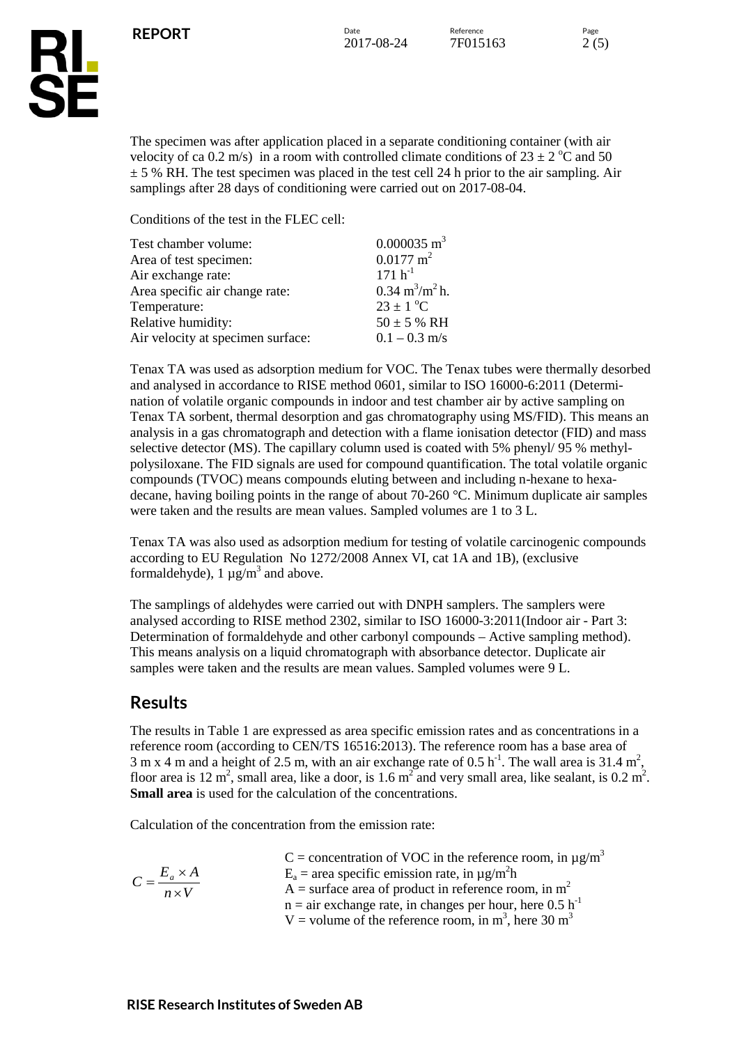The specimen was after application placed in a separate conditioning container (with air velocity of ca 0.2 m/s) in a room with controlled climate conditions of 23 ± 2 °C and 50 ± 5 % RH. The test specimen was placed in the test cell 24 h prior to the air sampling. Air samplings after 28 days of conditioning were carried out on 2017-08-04.

Conditions of the test in the FLEC cell:

| | |
|---|---|
| Test chamber volume: | 0.000035 $m^3$ |
| Area of test specimen: | 0.0177 $m^2$ |
| Air exchange rate: | 171 $h^{-1}$ |
| Area specific air change rate: | 0.34 $m^3/m^2$ h. |
| Temperature: | 23 ± 1 °C |
| Relative humidity: | 50 ± 5 % RH |
| Air velocity at specimen surface: | 0.1 – 0.3 m/s |

Tenax TA was used as adsorption medium for VOC. The Tenax tubes were thermally desorbed and analysed in accordance to RISE method 0601, similar to ISO 16000-6:2011 (Determination of volatile organic compounds in indoor and test chamber air by active sampling on Tenax TA sorbent, thermal desorption and gas chromatography using MS/FID). This means an analysis in a gas chromatograph and detection with a flame ionisation detector (FID) and mass selective detector (MS). The capillary column used is coated with 5% phenyl/ 95 % methyl-polysiloxane. The FID signals are used for compound quantification. The total volatile organic compounds (TVOC) means compounds eluting between and including n-hexane to hexadecane, having boiling points in the range of about 70-260 °C. Minimum duplicate air samples were taken and the results are mean values. Sampled volumes are 1 to 3 L.

Tenax TA was also used as adsorption medium for testing of volatile carcinogenic compounds according to EU Regulation No 1272/2008 Annex VI, cat 1A and 1B), (exclusive formaldehyde), 1 µg/$m^3$ and above.

The samplings of aldehydes were carried out with DNPH samplers. The samplers were analysed according to RISE method 2302, similar to ISO 16000-3:2011(Indoor air - Part 3: Determination of formaldehyde and other carbonyl compounds – Active sampling method). This means analysis on a liquid chromatograph with absorbance detector. Duplicate air samples were taken and the results are mean values. Sampled volumes were 9 L.

## Results

The results in Table 1 are expressed as area specific emission rates and as concentrations in a reference room (according to CEN/TS 16516:2013). The reference room has a base area of 3 m x 4 m and a height of 2.5 m, with an air exchange rate of 0.5 $h^{-1}$. The wall area is 31.4 $m^2$, floor area is 12 $m^2$, small area, like a door, is 1.6 $m^2$ and very small area, like sealant, is 0.2 $m^2$. **Small area** is used for the calculation of the concentrations.

Calculation of the concentration from the emission rate:

$$C = \frac{E_a \times A}{n \times V}$$

C = concentration of VOC in the reference room, in µg/$m^3$
$E_a$ = area specific emission rate, in µg/$m^2$h
A = surface area of product in reference room, in $m^2$
n = air exchange rate, in changes per hour, here 0.5 $h^{-1}$
V = volume of the reference room, in $m^3$, here 30 $m^3$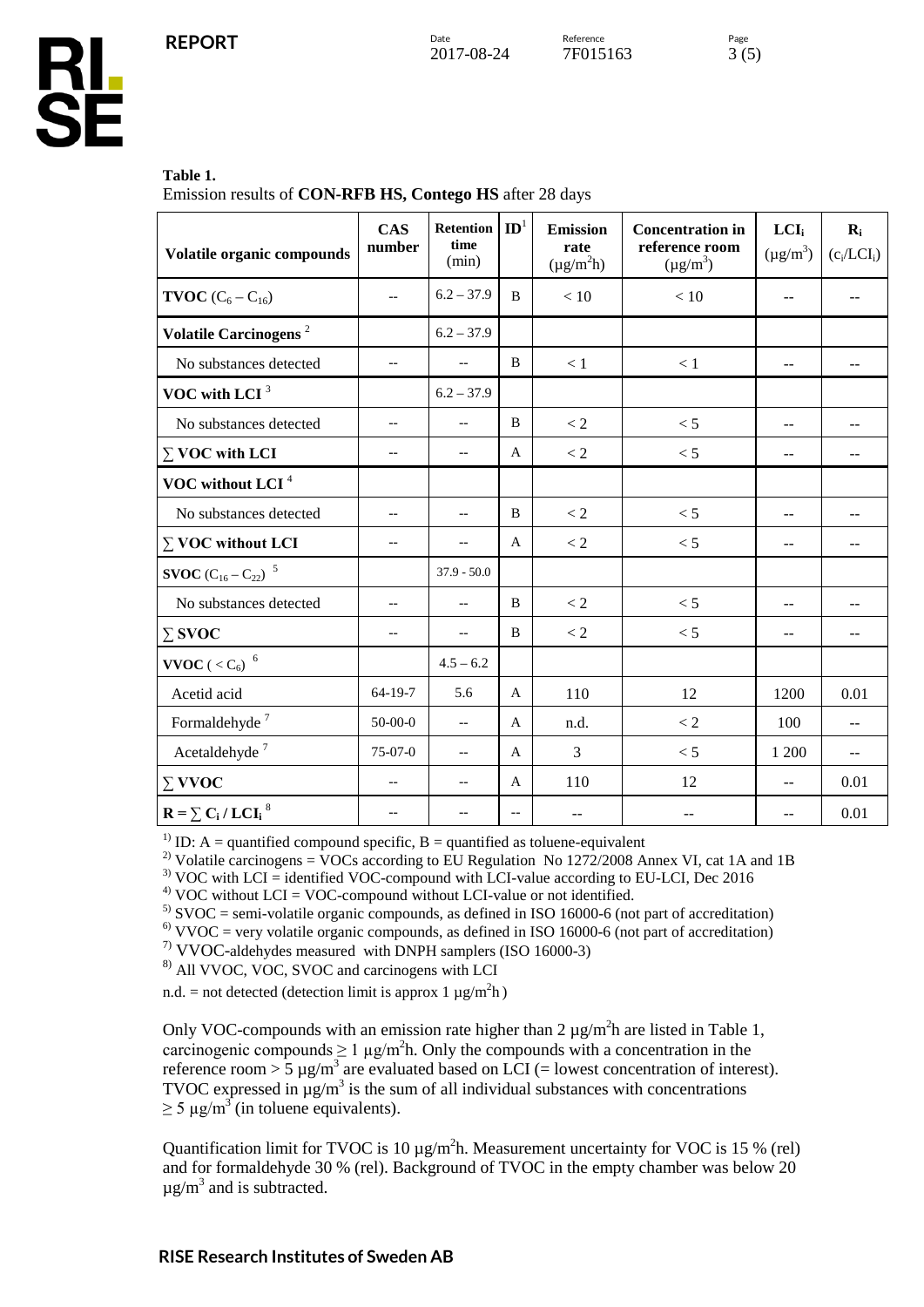**Table 1.**
Emission results of **CON-RFB HS, Contego HS** after 28 days

| Volatile organic compounds | CAS number | Retention time (min) | ID[1] | Emission rate ($\mu g/m^2h$) | Concentration in reference room ($\mu g/m^3$) | $LCI_i$ ($\mu g/m^3$) | $R_i$ ($c_i/LCI_i$) |
|---|---|---|---|---|---|---|---|
| **TVOC** ($C_6 - C_{16}$) | -- | 6.2 – 37.9 | B | < 10 | < 10 | -- | -- |
| **Volatile Carcinogens** [2] | | 6.2 – 37.9 | | | | | |
| No substances detected | -- | -- | B | < 1 | < 1 | -- | -- |
| **VOC with LCI** [3] | | 6.2 – 37.9 | | | | | |
| No substances detected | -- | -- | B | < 2 | < 5 | -- | -- |
| **∑ VOC with LCI** | -- | -- | A | < 2 | < 5 | -- | -- |
| **VOC without LCI** [4] | | | | | | | |
| No substances detected | -- | -- | B | < 2 | < 5 | -- | -- |
| **∑ VOC without LCI** | -- | -- | A | < 2 | < 5 | -- | -- |
| **SVOC** ($C_{16} - C_{22}$) [5] | | 37.9 - 50.0 | | | | | |
| No substances detected | -- | -- | B | < 2 | < 5 | -- | -- |
| **∑ SVOC** | -- | -- | B | < 2 | < 5 | -- | -- |
| **VVOC** ( < $C_6$) [6] | | 4.5 – 6.2 | | | | | |
| Acetid acid | 64-19-7 | 5.6 | A | 110 | 12 | 1200 | 0.01 |
| Formaldehyde [7] | 50-00-0 | -- | A | n.d. | < 2 | 100 | -- |
| Acetaldehyde [7] | 75-07-0 | -- | A | 3 | < 5 | 1 200 | -- |
| **∑ VVOC** | -- | -- | A | 110 | 12 | -- | 0.01 |
| $\mathbf{R = \sum C_i / LCI_i}$ [8] | -- | -- | -- | -- | -- | -- | 0.01 |

[1] ID: A = quantified compound specific, B = quantified as toluene-equivalent
[2] Volatile carcinogens = VOCs according to EU Regulation No 1272/2008 Annex VI, cat 1A and 1B
[3] VOC with LCI = identified VOC-compound with LCI-value according to EU-LCI, Dec 2016
[4] VOC without LCI = VOC-compound without LCI-value or not identified.
[5] SVOC = semi-volatile organic compounds, as defined in ISO 16000-6 (not part of accreditation)
[6] VVOC = very volatile organic compounds, as defined in ISO 16000-6 (not part of accreditation)
[7] VVOC-aldehydes measured with DNPH samplers (ISO 16000-3)
[8] All VVOC, VOC, SVOC and carcinogens with LCI
n.d. = not detected (detection limit is approx 1 $\mu g/m^2h$)

Only VOC-compounds with an emission rate higher than 2 $\mu g/m^2h$ are listed in Table 1, carcinogenic compounds ≥ 1 $\mu g/m^2h$. Only the compounds with a concentration in the reference room > 5 $\mu g/m^3$ are evaluated based on LCI (= lowest concentration of interest). TVOC expressed in $\mu g/m^3$ is the sum of all individual substances with concentrations ≥ 5 $\mu g/m^3$ (in toluene equivalents).

Quantification limit for TVOC is 10 $\mu g/m^2h$. Measurement uncertainty for VOC is 15 % (rel) and for formaldehyde 30 % (rel). Background of TVOC in the empty chamber was below 20 $\mu g/m^3$ and is subtracted.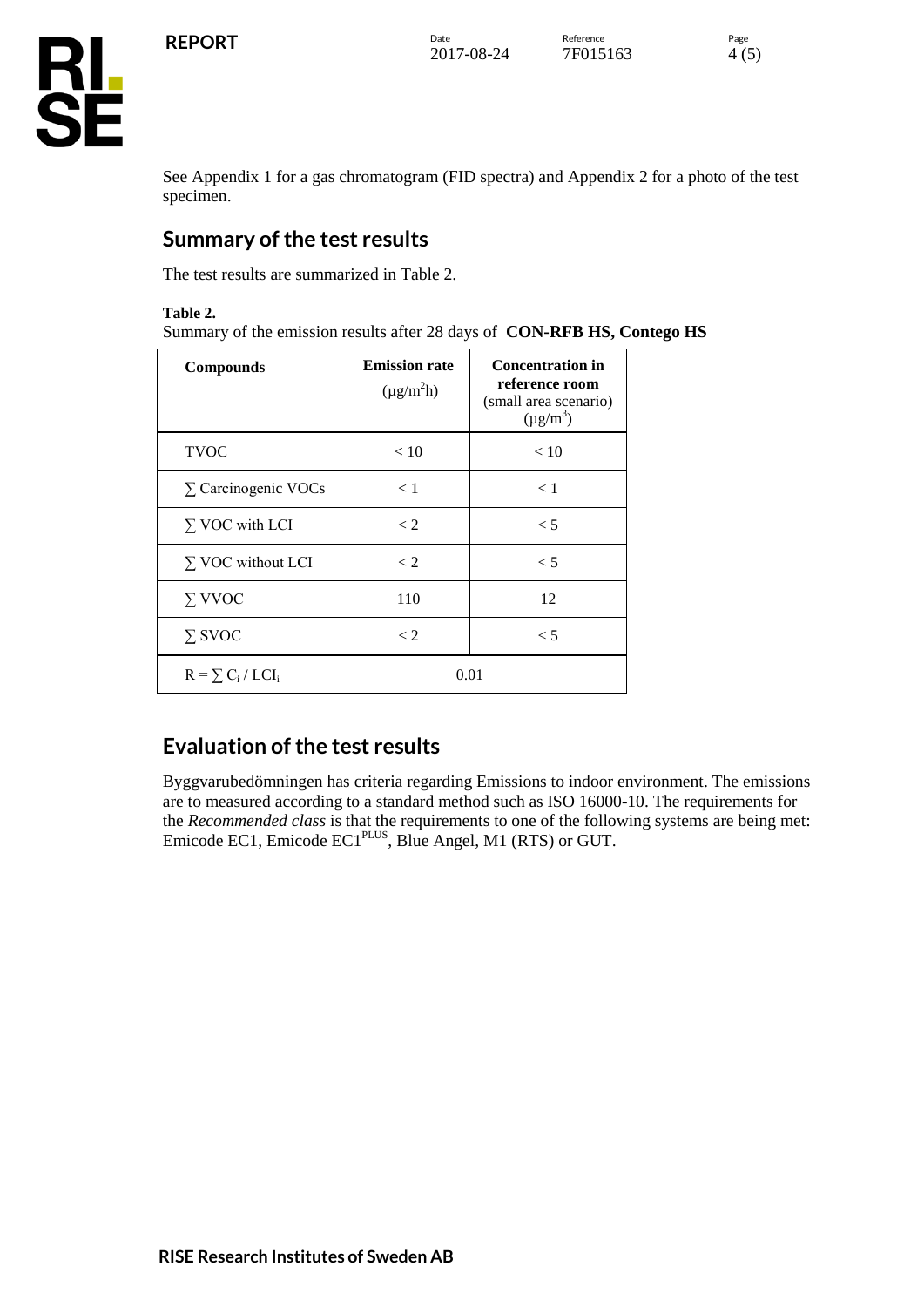See Appendix 1 for a gas chromatogram (FID spectra) and Appendix 2 for a photo of the test specimen.

## Summary of the test results

The test results are summarized in Table 2.

**Table 2.**
Summary of the emission results after 28 days of **CON-RFB HS, Contego HS**

| Compounds | Emission rate ($\mu g/m^2h$) | Concentration in reference room (small area scenario) ($\mu g/m^3$) |
|---|---|---|
| TVOC | < 10 | < 10 |
| ∑ Carcinogenic VOCs | < 1 | < 1 |
| ∑ VOC with LCI | < 2 | < 5 |
| ∑ VOC without LCI | < 2 | < 5 |
| ∑ VVOC | 110 | 12 |
| ∑ SVOC | < 2 | < 5 |
| $R = \sum C_i / LCI_i$ | 0.01 | |

## Evaluation of the test results

Byggvarubedömningen has criteria regarding Emissions to indoor environment. The emissions are to measured according to a standard method such as ISO 16000-10. The requirements for the *Recommended class* is that the requirements to one of the following systems are being met: Emicode EC1, Emicode $EC1^{PLUS}$, Blue Angel, M1 (RTS) or GUT.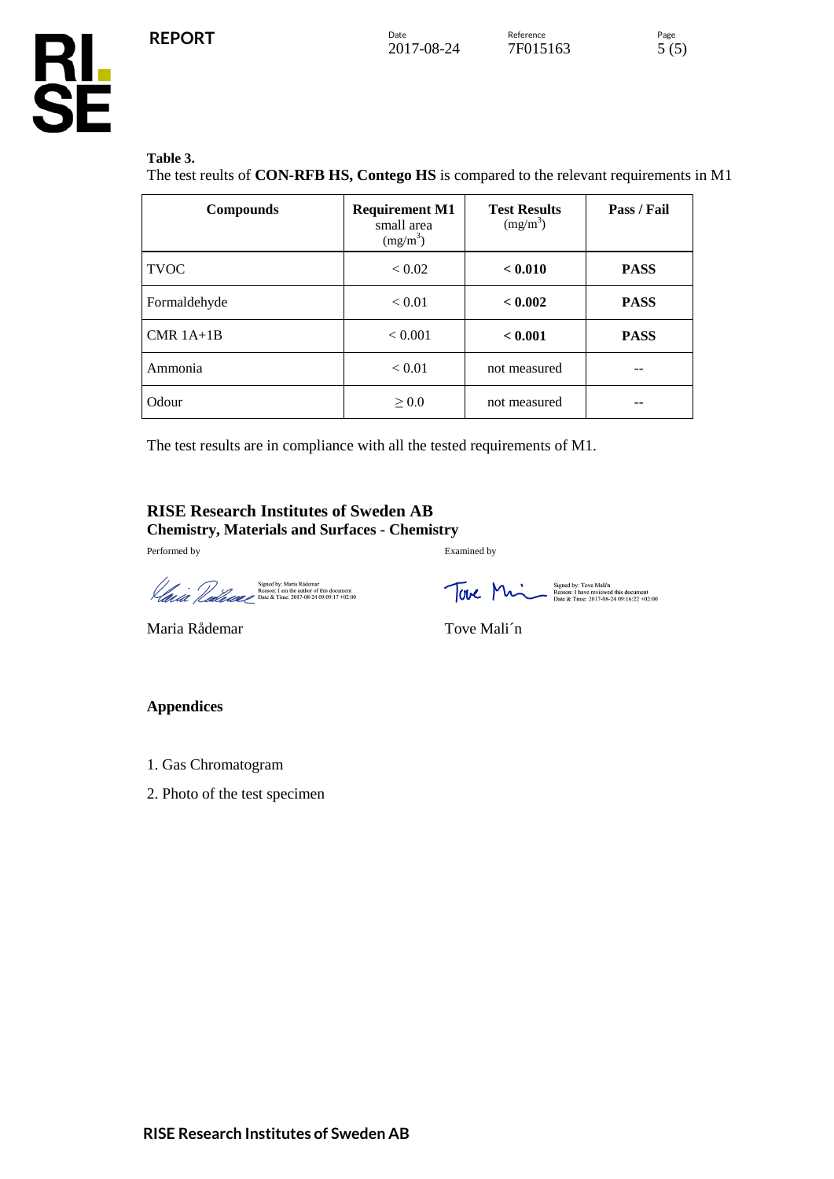**Table 3.**
The test reults of **CON-RFB HS, Contego HS** is compared to the relevant requirements in M1

| Compounds | **Requirement M1** small area ($mg/m^3$) | **Test Results** ($mg/m^3$) | **Pass / Fail** |
|---|---|---|---|
| TVOC | < 0.02 | **< 0.010** | **PASS** |
| Formaldehyde | < 0.01 | **< 0.002** | **PASS** |
| CMR 1A+1B | < 0.001 | **< 0.001** | **PASS** |
| Ammonia | < 0.01 | not measured | -- |
| Odour | ≥ 0.0 | not measured | -- |

The test results are in compliance with all the tested requirements of M1.

**RISE Research Institutes of Sweden AB**
**Chemistry, Materials and Surfaces - Chemistry**

| Performed by | Examined by |
|---|---|
| Signed by: Maria Rådemar<br>Reason: I am the author of this document<br>Date & Time: 2017-08-24 09:09:17 +02:00 | Signed by: Tove Mali'n<br>Reason: I have reviewed this document<br>Date & Time: 2017-08-24 09:16:22 +02:00 |
| Maria Rådemar | Tove Mali´n |

**Appendices**

1. Gas Chromatogram
2. Photo of the test specimen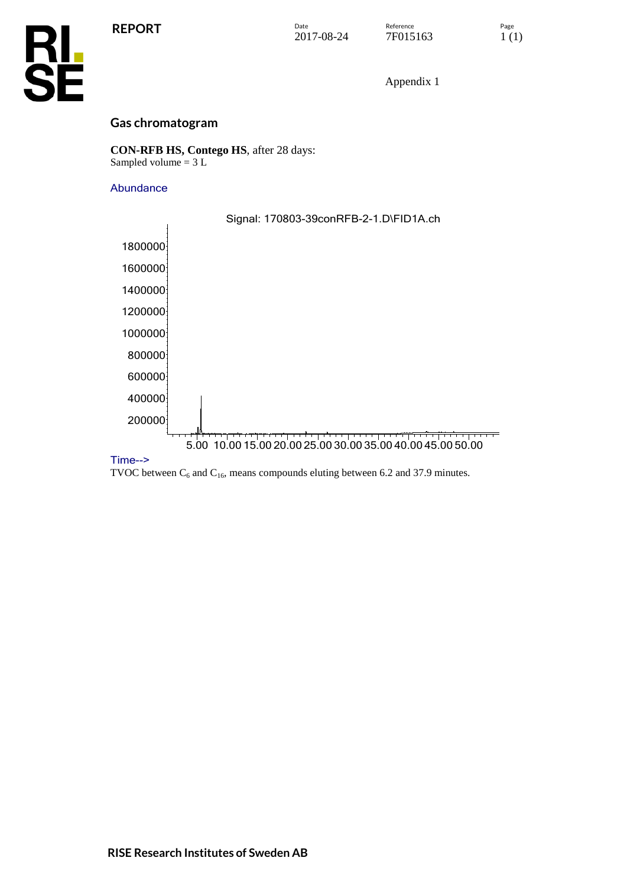Appendix 1

## Gas chromatogram

**CON-RFB HS, Contego HS**, after 28 days:
Sampled volume = 3 L

Abundance

Signal: 170803-39conRFB-2-1.D\FID1A.ch

Time-->

TVOC between $C_6$ and $C_{16}$, means compounds eluting between 6.2 and 37.9 minutes.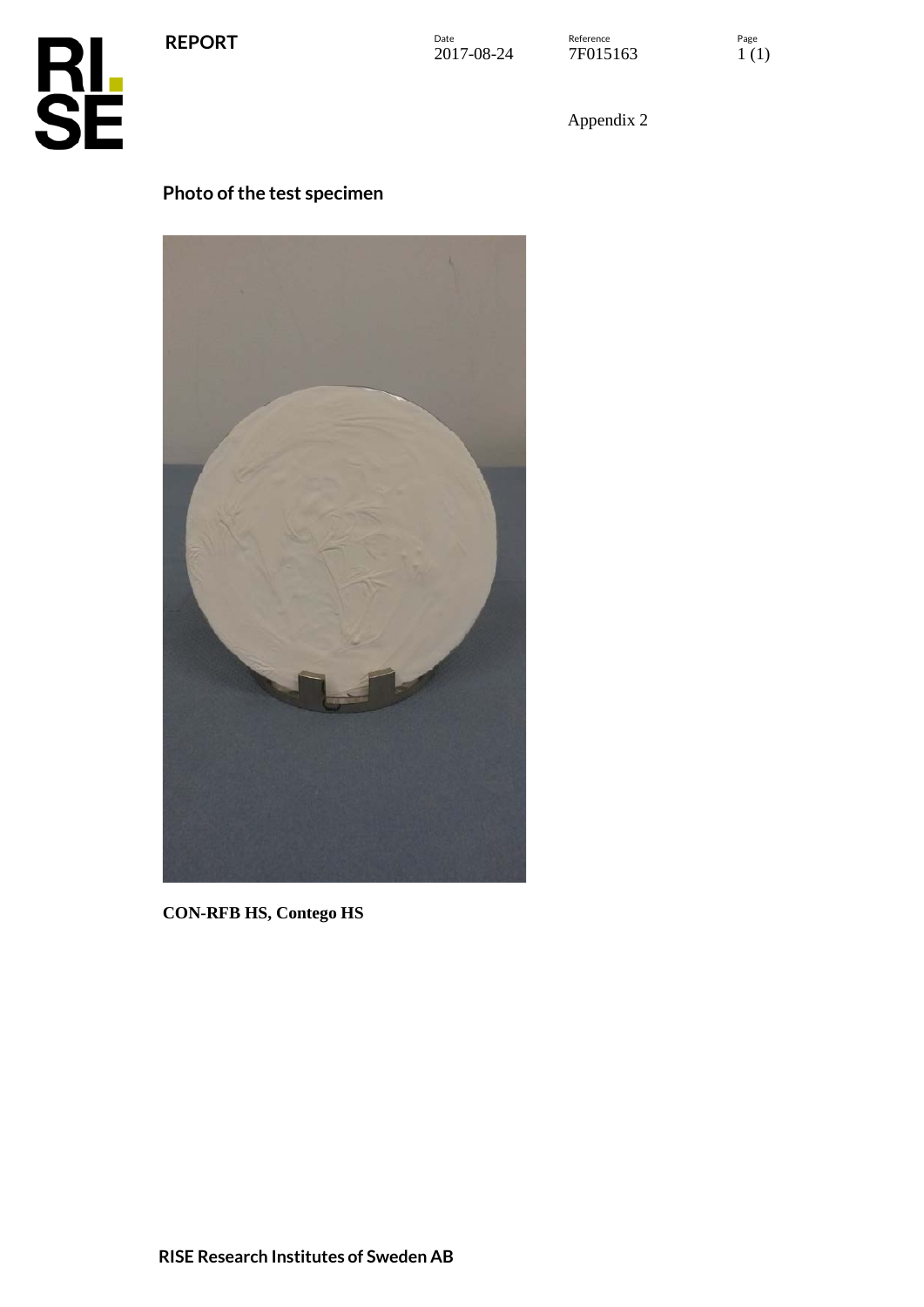Appendix 2

## Photo of the test specimen

**CON-RFB HS, Contego HS**

RISE Research Institutes of Sweden AB